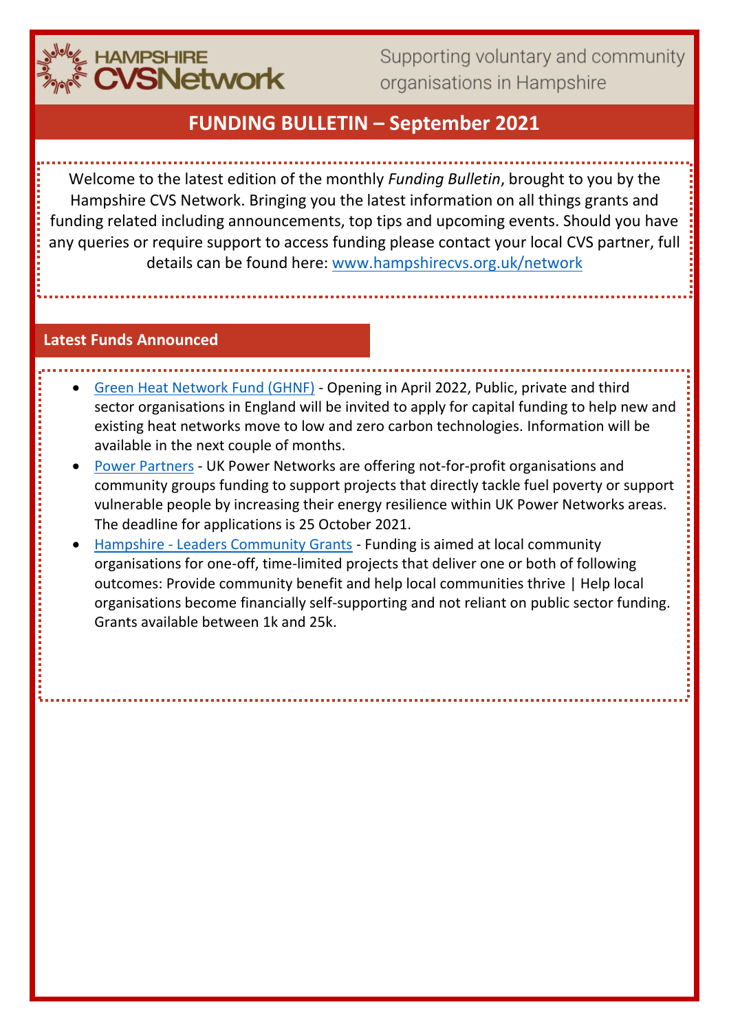HAMPSHIRE CVSNetwork

Supporting voluntary and community organisations in Hampshire

# FUNDING BULLETIN – September 2021

Welcome to the latest edition of the monthly *Funding Bulletin*, brought to you by the Hampshire CVS Network. Bringing you the latest information on all things grants and funding related including announcements, top tips and upcoming events. Should you have any queries or require support to access funding please contact your local CVS partner, full details can be found here: [www.hampshirecvs.org.uk/network](www.hampshirecvs.org.uk/network)

## Latest Funds Announced

- Green Heat Network Fund (GHNF) - Opening in April 2022, Public, private and third sector organisations in England will be invited to apply for capital funding to help new and existing heat networks move to low and zero carbon technologies. Information will be available in the next couple of months.
- Power Partners - UK Power Networks are offering not-for-profit organisations and community groups funding to support projects that directly tackle fuel poverty or support vulnerable people by increasing their energy resilience within UK Power Networks areas. The deadline for applications is 25 October 2021.
- Hampshire - Leaders Community Grants - Funding is aimed at local community organisations for one-off, time-limited projects that deliver one or both of following outcomes: Provide community benefit and help local communities thrive | Help local organisations become financially self-supporting and not reliant on public sector funding. Grants available between 1k and 25k.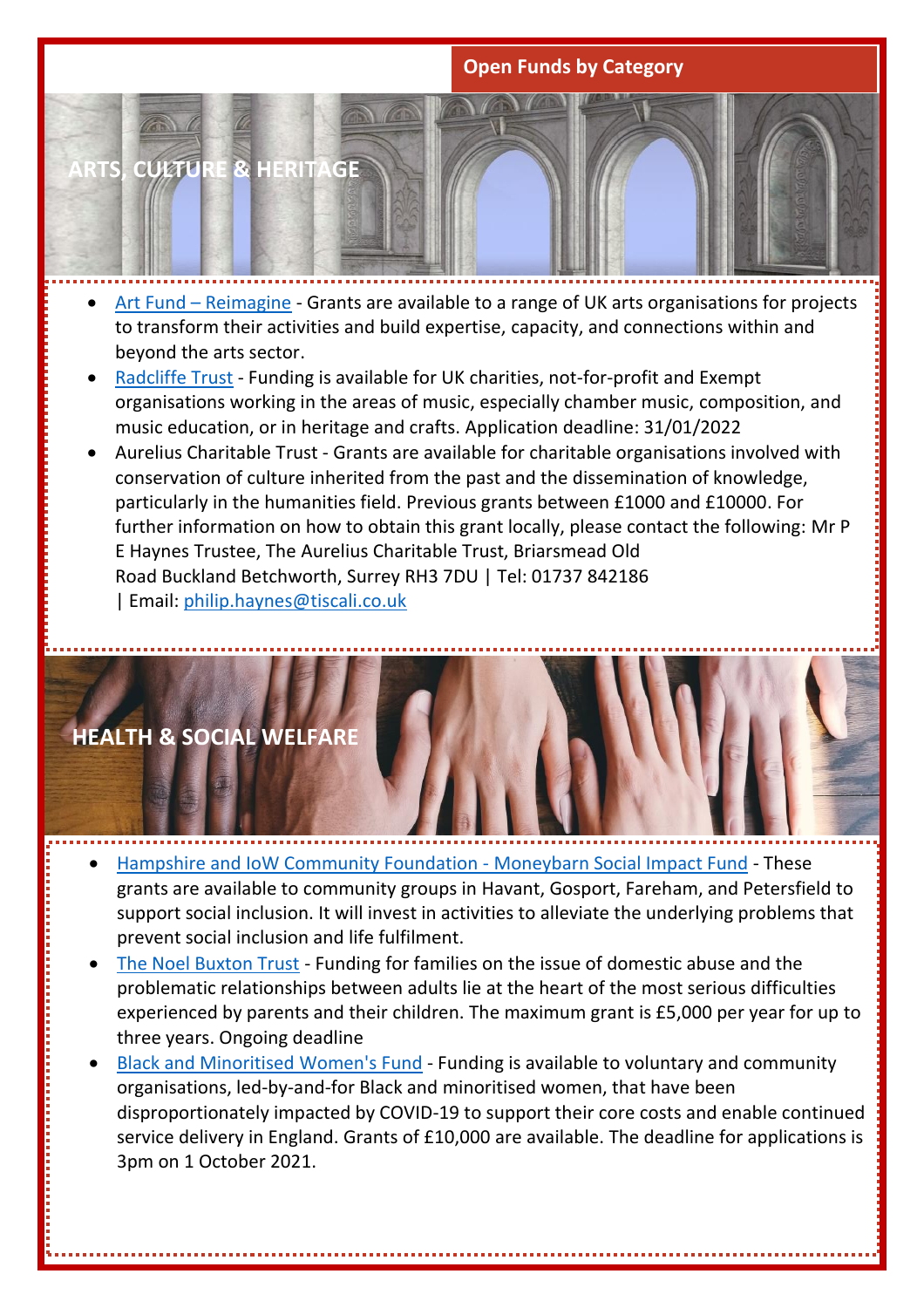## Open Funds by Category

### ARTS, CULTURE & HERITAGE

- Art Fund – Reimagine - Grants are available to a range of UK arts organisations for projects to transform their activities and build expertise, capacity, and connections within and beyond the arts sector.
- Radcliffe Trust - Funding is available for UK charities, not-for-profit and Exempt organisations working in the areas of music, especially chamber music, composition, and music education, or in heritage and crafts. Application deadline: 31/01/2022
- Aurelius Charitable Trust - Grants are available for charitable organisations involved with conservation of culture inherited from the past and the dissemination of knowledge, particularly in the humanities field. Previous grants between £1000 and £10000. For further information on how to obtain this grant locally, please contact the following: Mr P E Haynes Trustee, The Aurelius Charitable Trust, Briarsmead Old Road Buckland Betchworth, Surrey RH3 7DU | Tel: 01737 842186 | Email: philip.haynes@tiscali.co.uk

### HEALTH & SOCIAL WELFARE

- Hampshire and IoW Community Foundation - Moneybarn Social Impact Fund - These grants are available to community groups in Havant, Gosport, Fareham, and Petersfield to support social inclusion. It will invest in activities to alleviate the underlying problems that prevent social inclusion and life fulfilment.
- The Noel Buxton Trust - Funding for families on the issue of domestic abuse and the problematic relationships between adults lie at the heart of the most serious difficulties experienced by parents and their children. The maximum grant is £5,000 per year for up to three years. Ongoing deadline
- Black and Minoritised Women's Fund - Funding is available to voluntary and community organisations, led-by-and-for Black and minoritised women, that have been disproportionately impacted by COVID-19 to support their core costs and enable continued service delivery in England. Grants of £10,000 are available. The deadline for applications is 3pm on 1 October 2021.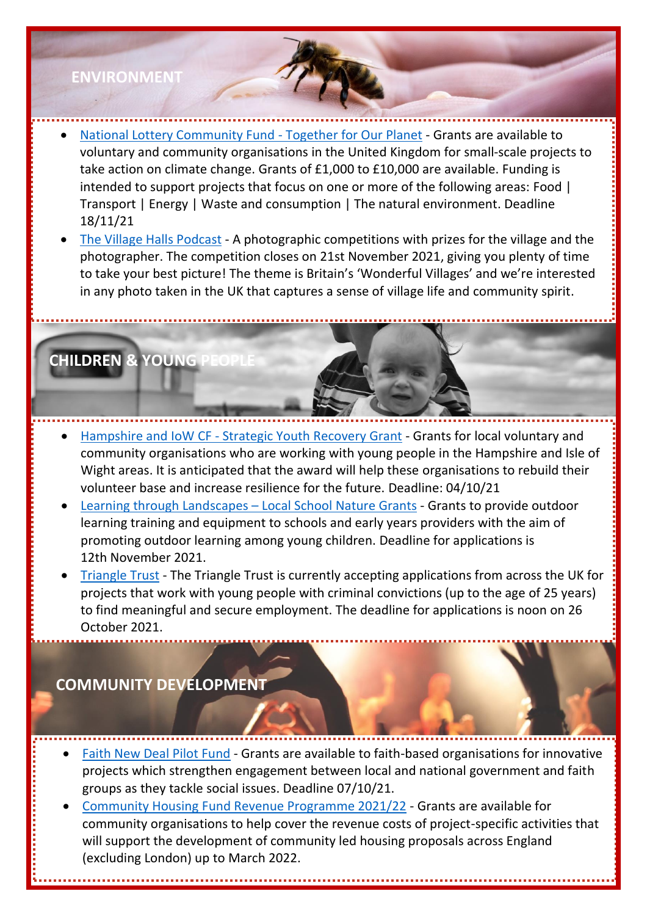## ENVIRONMENT

- National Lottery Community Fund - Together for Our Planet - Grants are available to voluntary and community organisations in the United Kingdom for small-scale projects to take action on climate change. Grants of £1,000 to £10,000 are available. Funding is intended to support projects that focus on one or more of the following areas: Food | Transport | Energy | Waste and consumption | The natural environment. Deadline 18/11/21
- The Village Halls Podcast - A photographic competitions with prizes for the village and the photographer. The competition closes on 21st November 2021, giving you plenty of time to take your best picture! The theme is Britain's 'Wonderful Villages' and we're interested in any photo taken in the UK that captures a sense of village life and community spirit.

## CHILDREN & YOUNG PEOPLE

- Hampshire and IoW CF - Strategic Youth Recovery Grant - Grants for local voluntary and community organisations who are working with young people in the Hampshire and Isle of Wight areas. It is anticipated that the award will help these organisations to rebuild their volunteer base and increase resilience for the future. Deadline: 04/10/21
- Learning through Landscapes – Local School Nature Grants - Grants to provide outdoor learning training and equipment to schools and early years providers with the aim of promoting outdoor learning among young children. Deadline for applications is 12th November 2021.
- Triangle Trust - The Triangle Trust is currently accepting applications from across the UK for projects that work with young people with criminal convictions (up to the age of 25 years) to find meaningful and secure employment. The deadline for applications is noon on 26 October 2021.

## COMMUNITY DEVELOPMENT

- Faith New Deal Pilot Fund - Grants are available to faith-based organisations for innovative projects which strengthen engagement between local and national government and faith groups as they tackle social issues. Deadline 07/10/21.
- Community Housing Fund Revenue Programme 2021/22 - Grants are available for community organisations to help cover the revenue costs of project-specific activities that will support the development of community led housing proposals across England (excluding London) up to March 2022.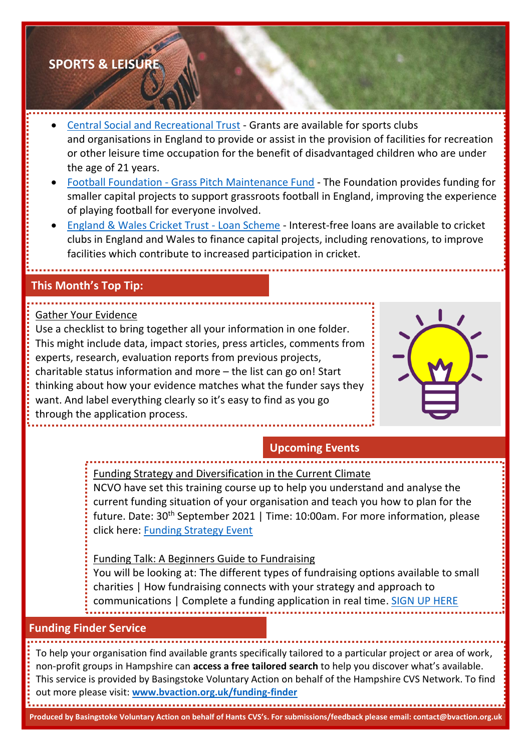## SPORTS & LEISURE

- Central Social and Recreational Trust - Grants are available for sports clubs and organisations in England to provide or assist in the provision of facilities for recreation or other leisure time occupation for the benefit of disadvantaged children who are under the age of 21 years.
- Football Foundation - Grass Pitch Maintenance Fund - The Foundation provides funding for smaller capital projects to support grassroots football in England, improving the experience of playing football for everyone involved.
- England & Wales Cricket Trust - Loan Scheme - Interest-free loans are available to cricket clubs in England and Wales to finance capital projects, including renovations, to improve facilities which contribute to increased participation in cricket.

## This Month's Top Tip:

Gather Your Evidence

Use a checklist to bring together all your information in one folder. This might include data, impact stories, press articles, comments from experts, research, evaluation reports from previous projects, charitable status information and more – the list can go on! Start thinking about how your evidence matches what the funder says they want. And label everything clearly so it's easy to find as you go through the application process.

## Upcoming Events

Funding Strategy and Diversification in the Current Climate

NCVO have set this training course up to help you understand and analyse the current funding situation of your organisation and teach you how to plan for the future. Date: 30th September 2021 | Time: 10:00am. For more information, please click here: Funding Strategy Event

Funding Talk: A Beginners Guide to Fundraising

You will be looking at: The different types of fundraising options available to small charities | How fundraising connects with your strategy and approach to communications | Complete a funding application in real time. SIGN UP HERE

## Funding Finder Service

To help your organisation find available grants specifically tailored to a particular project or area of work, non-profit groups in Hampshire can **access a free tailored search** to help you discover what's available. This service is provided by Basingstoke Voluntary Action on behalf of the Hampshire CVS Network. To find out more please visit: **www.bvaction.org.uk/funding-finder**

**Produced by Basingstoke Voluntary Action on behalf of Hants CVS's. For submissions/feedback please email: contact@bvaction.org.uk**